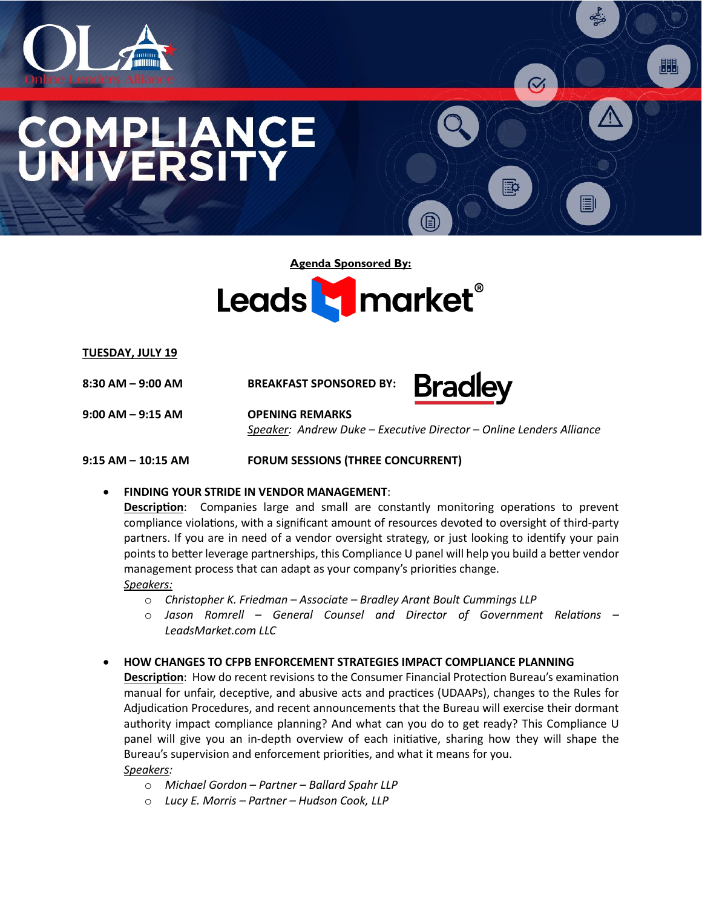# COMPLIANCE UNIVERSITY

Online Lenders Alliance

**Agenda Sponsored By:**

Leads market®

**TUESDAY, JULY 19**

**8:30 AM – 9:00 AM** **BREAKFAST SPONSORED BY:** Bradley

**9:00 AM – 9:15 AM** **OPENING REMARKS**
*Speaker: Andrew Duke – Executive Director – Online Lenders Alliance*

**9:15 AM – 10:15 AM** **FORUM SESSIONS (THREE CONCURRENT)**

- **FINDING YOUR STRIDE IN VENDOR MANAGEMENT**:
  **Description**: Companies large and small are constantly monitoring operations to prevent compliance violations, with a significant amount of resources devoted to oversight of third-party partners. If you are in need of a vendor oversight strategy, or just looking to identify your pain points to better leverage partnerships, this Compliance U panel will help you build a better vendor management process that can adapt as your company's priorities change.
  *Speakers:*
  - *Christopher K. Friedman – Associate – Bradley Arant Boult Cummings LLP*
  - *Jason Romrell – General Counsel and Director of Government Relations – LeadsMarket.com LLC*

- **HOW CHANGES TO CFPB ENFORCEMENT STRATEGIES IMPACT COMPLIANCE PLANNING**
  **Description**: How do recent revisions to the Consumer Financial Protection Bureau's examination manual for unfair, deceptive, and abusive acts and practices (UDAAPs), changes to the Rules for Adjudication Procedures, and recent announcements that the Bureau will exercise their dormant authority impact compliance planning? And what can you do to get ready? This Compliance U panel will give you an in-depth overview of each initiative, sharing how they will shape the Bureau's supervision and enforcement priorities, and what it means for you.
  *Speakers:*
  - *Michael Gordon – Partner – Ballard Spahr LLP*
  - *Lucy E. Morris – Partner – Hudson Cook, LLP*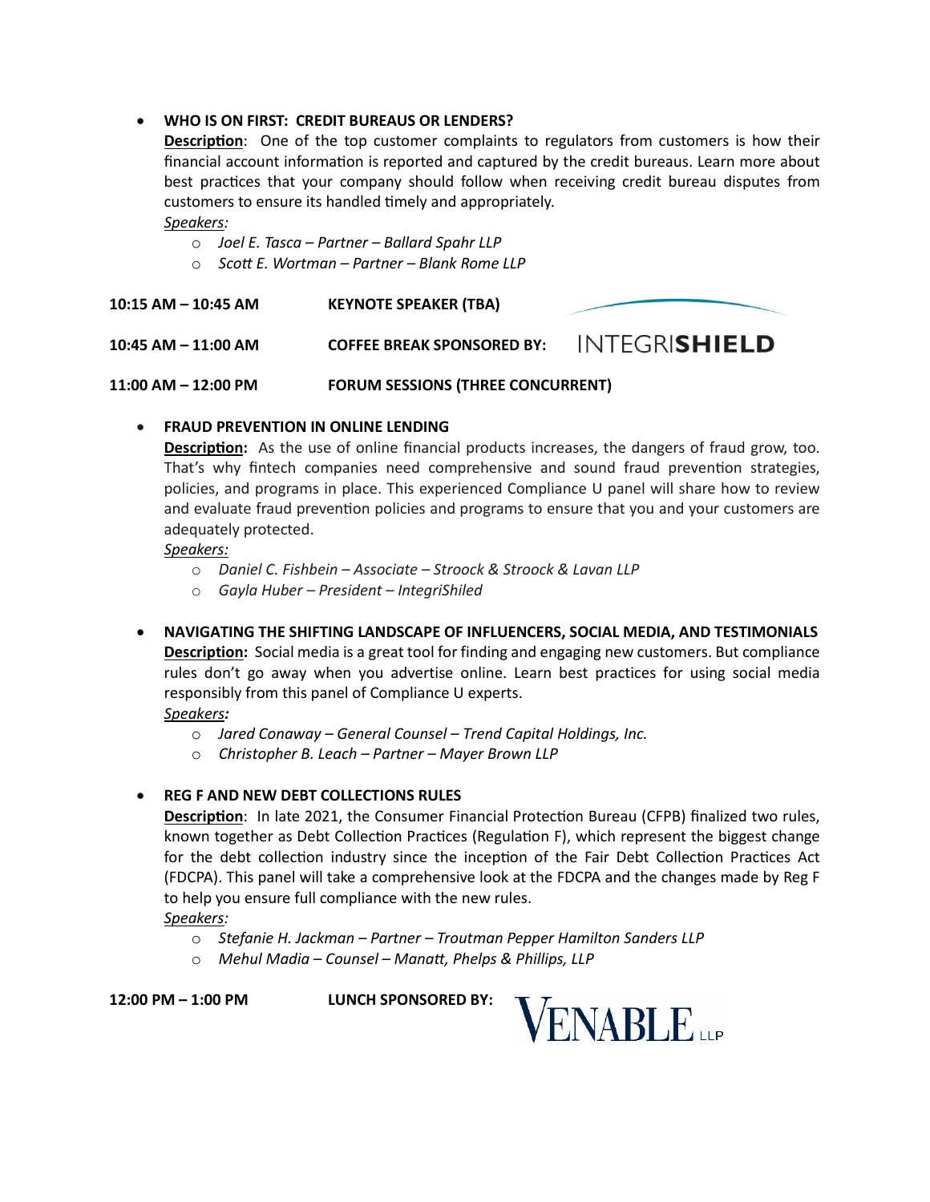- **WHO IS ON FIRST: CREDIT BUREAUS OR LENDERS?**

  **Description**: One of the top customer complaints to regulators from customers is how their financial account information is reported and captured by the credit bureaus. Learn more about best practices that your company should follow when receiving credit bureau disputes from customers to ensure its handled timely and appropriately.

  *Speakers:*
  - *Joel E. Tasca – Partner – Ballard Spahr LLP*
  - *Scott E. Wortman – Partner – Blank Rome LLP*

**10:15 AM – 10:45 AM** **KEYNOTE SPEAKER (TBA)**

**10:45 AM – 11:00 AM** **COFFEE BREAK SPONSORED BY:** INTEGRI**SHIELD**

**11:00 AM – 12:00 PM** **FORUM SESSIONS (THREE CONCURRENT)**

- **FRAUD PREVENTION IN ONLINE LENDING**

  **Description:** As the use of online financial products increases, the dangers of fraud grow, too. That's why fintech companies need comprehensive and sound fraud prevention strategies, policies, and programs in place. This experienced Compliance U panel will share how to review and evaluate fraud prevention policies and programs to ensure that you and your customers are adequately protected.

  *Speakers:*
  - *Daniel C. Fishbein – Associate – Stroock & Stroock & Lavan LLP*
  - *Gayla Huber – President – IntegriShiled*

- **NAVIGATING THE SHIFTING LANDSCAPE OF INFLUENCERS, SOCIAL MEDIA, AND TESTIMONIALS**

  **Description:** Social media is a great tool for finding and engaging new customers. But compliance rules don't go away when you advertise online. Learn best practices for using social media responsibly from this panel of Compliance U experts.

  *Speakers:*
  - *Jared Conaway – General Counsel – Trend Capital Holdings, Inc.*
  - *Christopher B. Leach – Partner – Mayer Brown LLP*

- **REG F AND NEW DEBT COLLECTIONS RULES**

  **Description**: In late 2021, the Consumer Financial Protection Bureau (CFPB) finalized two rules, known together as Debt Collection Practices (Regulation F), which represent the biggest change for the debt collection industry since the inception of the Fair Debt Collection Practices Act (FDCPA). This panel will take a comprehensive look at the FDCPA and the changes made by Reg F to help you ensure full compliance with the new rules.

  *Speakers:*
  - *Stefanie H. Jackman – Partner – Troutman Pepper Hamilton Sanders LLP*
  - *Mehul Madia – Counsel – Manatt, Phelps & Phillips, LLP*

**12:00 PM – 1:00 PM** **LUNCH SPONSORED BY:** VENABLE LLP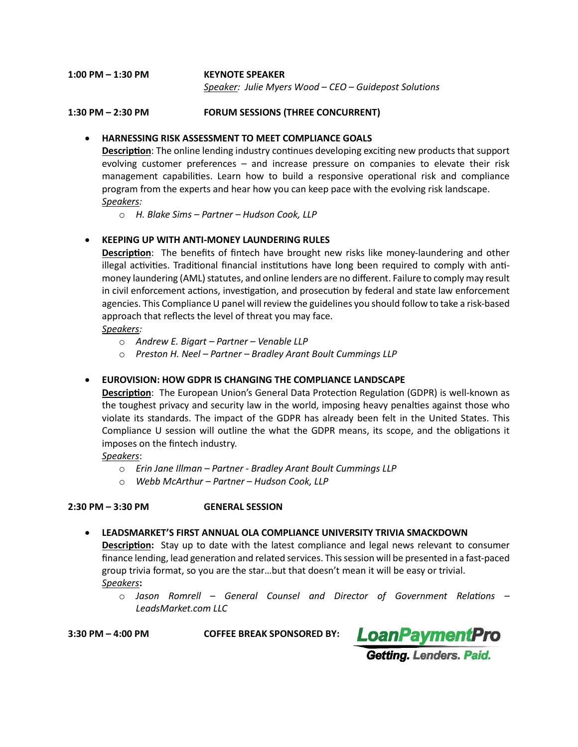**1:00 PM – 1:30 PM** **KEYNOTE SPEAKER**

*Speaker: Julie Myers Wood – CEO – Guidepost Solutions*

**1:30 PM – 2:30 PM** **FORUM SESSIONS (THREE CONCURRENT)**

- **HARNESSING RISK ASSESSMENT TO MEET COMPLIANCE GOALS**
  **Description**: The online lending industry continues developing exciting new products that support evolving customer preferences – and increase pressure on companies to elevate their risk management capabilities. Learn how to build a responsive operational risk and compliance program from the experts and hear how you can keep pace with the evolving risk landscape.
  *Speakers:*
  - *H. Blake Sims – Partner – Hudson Cook, LLP*

- **KEEPING UP WITH ANTI-MONEY LAUNDERING RULES**
  **Description**: The benefits of fintech have brought new risks like money-laundering and other illegal activities. Traditional financial institutions have long been required to comply with anti-money laundering (AML) statutes, and online lenders are no different. Failure to comply may result in civil enforcement actions, investigation, and prosecution by federal and state law enforcement agencies. This Compliance U panel will review the guidelines you should follow to take a risk-based approach that reflects the level of threat you may face.
  *Speakers:*
  - *Andrew E. Bigart – Partner – Venable LLP*
  - *Preston H. Neel – Partner – Bradley Arant Boult Cummings LLP*

- **EUROVISION: HOW GDPR IS CHANGING THE COMPLIANCE LANDSCAPE**
  **Description**: The European Union's General Data Protection Regulation (GDPR) is well-known as the toughest privacy and security law in the world, imposing heavy penalties against those who violate its standards. The impact of the GDPR has already been felt in the United States. This Compliance U session will outline the what the GDPR means, its scope, and the obligations it imposes on the fintech industry.
  *Speakers*:
  - *Erin Jane Illman – Partner - Bradley Arant Boult Cummings LLP*
  - *Webb McArthur – Partner – Hudson Cook, LLP*

**2:30 PM – 3:30 PM** **GENERAL SESSION**

- **LEADSMARKET'S FIRST ANNUAL OLA COMPLIANCE UNIVERSITY TRIVIA SMACKDOWN**
  **Description:** Stay up to date with the latest compliance and legal news relevant to consumer finance lending, lead generation and related services. This session will be presented in a fast-paced group trivia format, so you are the star…but that doesn't mean it will be easy or trivial.
  *Speakers***:**
  - *Jason Romrell – General Counsel and Director of Government Relations – LeadsMarket.com LLC*

**3:30 PM – 4:00 PM** **COFFEE BREAK SPONSORED BY:** LoanPaymentPro – Getting. Lenders. Paid.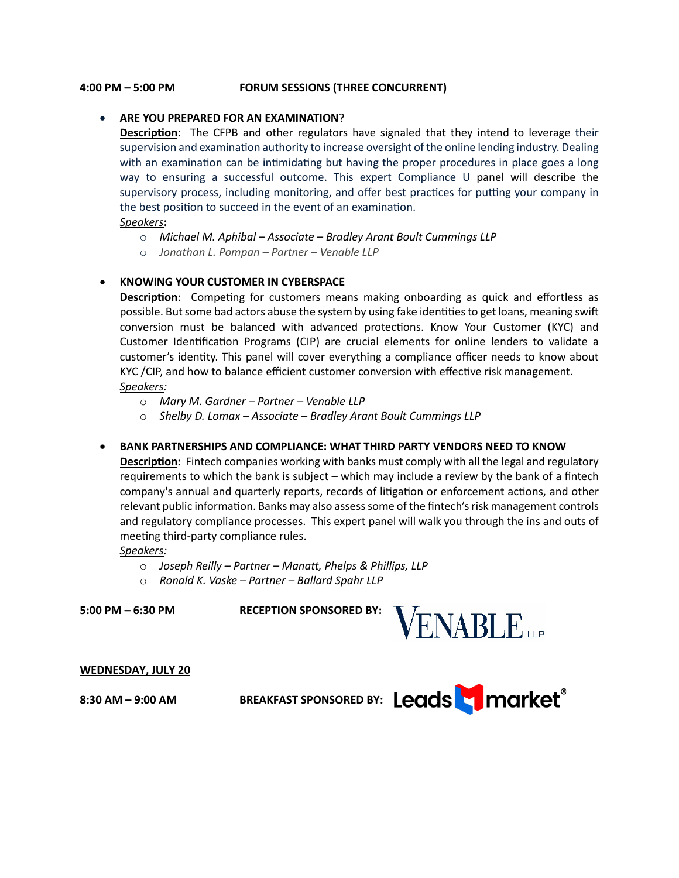**4:00 PM – 5:00 PM** **FORUM SESSIONS (THREE CONCURRENT)**

- **ARE YOU PREPARED FOR AN EXAMINATION**?
  **Description**: The CFPB and other regulators have signaled that they intend to leverage their supervision and examination authority to increase oversight of the online lending industry. Dealing with an examination can be intimidating but having the proper procedures in place goes a long way to ensuring a successful outcome. This expert Compliance U panel will describe the supervisory process, including monitoring, and offer best practices for putting your company in the best position to succeed in the event of an examination.
  *Speakers*:
  - *Michael M. Aphibal – Associate – Bradley Arant Boult Cummings LLP*
  - *Jonathan L. Pompan – Partner – Venable LLP*

- **KNOWING YOUR CUSTOMER IN CYBERSPACE**
  **Description**: Competing for customers means making onboarding as quick and effortless as possible. But some bad actors abuse the system by using fake identities to get loans, meaning swift conversion must be balanced with advanced protections. Know Your Customer (KYC) and Customer Identification Programs (CIP) are crucial elements for online lenders to validate a customer's identity. This panel will cover everything a compliance officer needs to know about KYC /CIP, and how to balance efficient customer conversion with effective risk management.
  *Speakers:*
  - *Mary M. Gardner – Partner – Venable LLP*
  - *Shelby D. Lomax – Associate – Bradley Arant Boult Cummings LLP*

- **BANK PARTNERSHIPS AND COMPLIANCE: WHAT THIRD PARTY VENDORS NEED TO KNOW**
  **Description:** Fintech companies working with banks must comply with all the legal and regulatory requirements to which the bank is subject – which may include a review by the bank of a fintech company's annual and quarterly reports, records of litigation or enforcement actions, and other relevant public information. Banks may also assess some of the fintech's risk management controls and regulatory compliance processes. This expert panel will walk you through the ins and outs of meeting third-party compliance rules.
  *Speakers:*
  - *Joseph Reilly – Partner – Manatt, Phelps & Phillips, LLP*
  - *Ronald K. Vaske – Partner – Ballard Spahr LLP*

**5:00 PM – 6:30 PM** **RECEPTION SPONSORED BY:** VENABLE LLP

**WEDNESDAY, JULY 20**

**8:30 AM – 9:00 AM** **BREAKFAST SPONSORED BY:** Leadsmarket®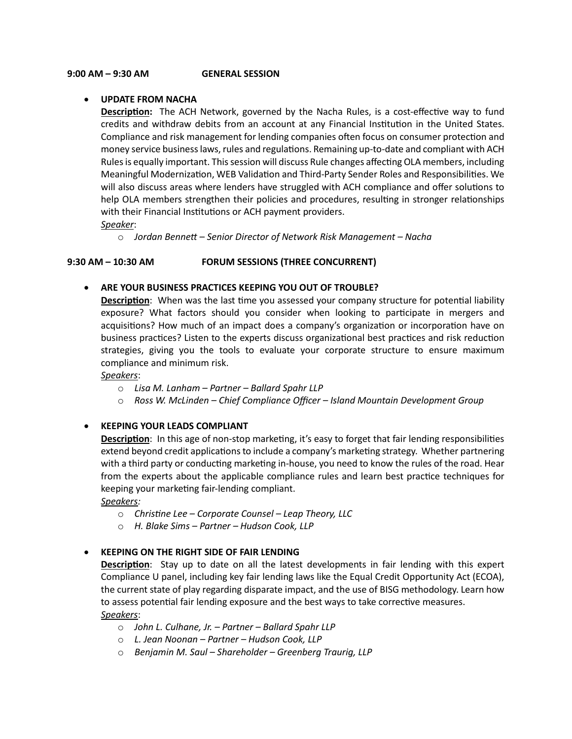**9:00 AM – 9:30 AM GENERAL SESSION**

- **UPDATE FROM NACHA**

  **Description:** The ACH Network, governed by the Nacha Rules, is a cost-effective way to fund credits and withdraw debits from an account at any Financial Institution in the United States. Compliance and risk management for lending companies often focus on consumer protection and money service business laws, rules and regulations. Remaining up-to-date and compliant with ACH Rules is equally important. This session will discuss Rule changes affecting OLA members, including Meaningful Modernization, WEB Validation and Third-Party Sender Roles and Responsibilities. We will also discuss areas where lenders have struggled with ACH compliance and offer solutions to help OLA members strengthen their policies and procedures, resulting in stronger relationships with their Financial Institutions or ACH payment providers.

  Speaker:
  - *Jordan Bennett – Senior Director of Network Risk Management – Nacha*

**9:30 AM – 10:30 AM FORUM SESSIONS (THREE CONCURRENT)**

- **ARE YOUR BUSINESS PRACTICES KEEPING YOU OUT OF TROUBLE?**

  **Description**: When was the last time you assessed your company structure for potential liability exposure? What factors should you consider when looking to participate in mergers and acquisitions? How much of an impact does a company's organization or incorporation have on business practices? Listen to the experts discuss organizational best practices and risk reduction strategies, giving you the tools to evaluate your corporate structure to ensure maximum compliance and minimum risk.

  Speakers:
  - *Lisa M. Lanham – Partner – Ballard Spahr LLP*
  - *Ross W. McLinden – Chief Compliance Officer – Island Mountain Development Group*

- **KEEPING YOUR LEADS COMPLIANT**

  **Description**: In this age of non-stop marketing, it's easy to forget that fair lending responsibilities extend beyond credit applications to include a company's marketing strategy. Whether partnering with a third party or conducting marketing in-house, you need to know the rules of the road. Hear from the experts about the applicable compliance rules and learn best practice techniques for keeping your marketing fair-lending compliant.

  Speakers:
  - *Christine Lee – Corporate Counsel – Leap Theory, LLC*
  - *H. Blake Sims – Partner – Hudson Cook, LLP*

- **KEEPING ON THE RIGHT SIDE OF FAIR LENDING**

  **Description**: Stay up to date on all the latest developments in fair lending with this expert Compliance U panel, including key fair lending laws like the Equal Credit Opportunity Act (ECOA), the current state of play regarding disparate impact, and the use of BISG methodology. Learn how to assess potential fair lending exposure and the best ways to take corrective measures.

  Speakers:
  - *John L. Culhane, Jr. – Partner – Ballard Spahr LLP*
  - *L. Jean Noonan – Partner – Hudson Cook, LLP*
  - *Benjamin M. Saul – Shareholder – Greenberg Traurig, LLP*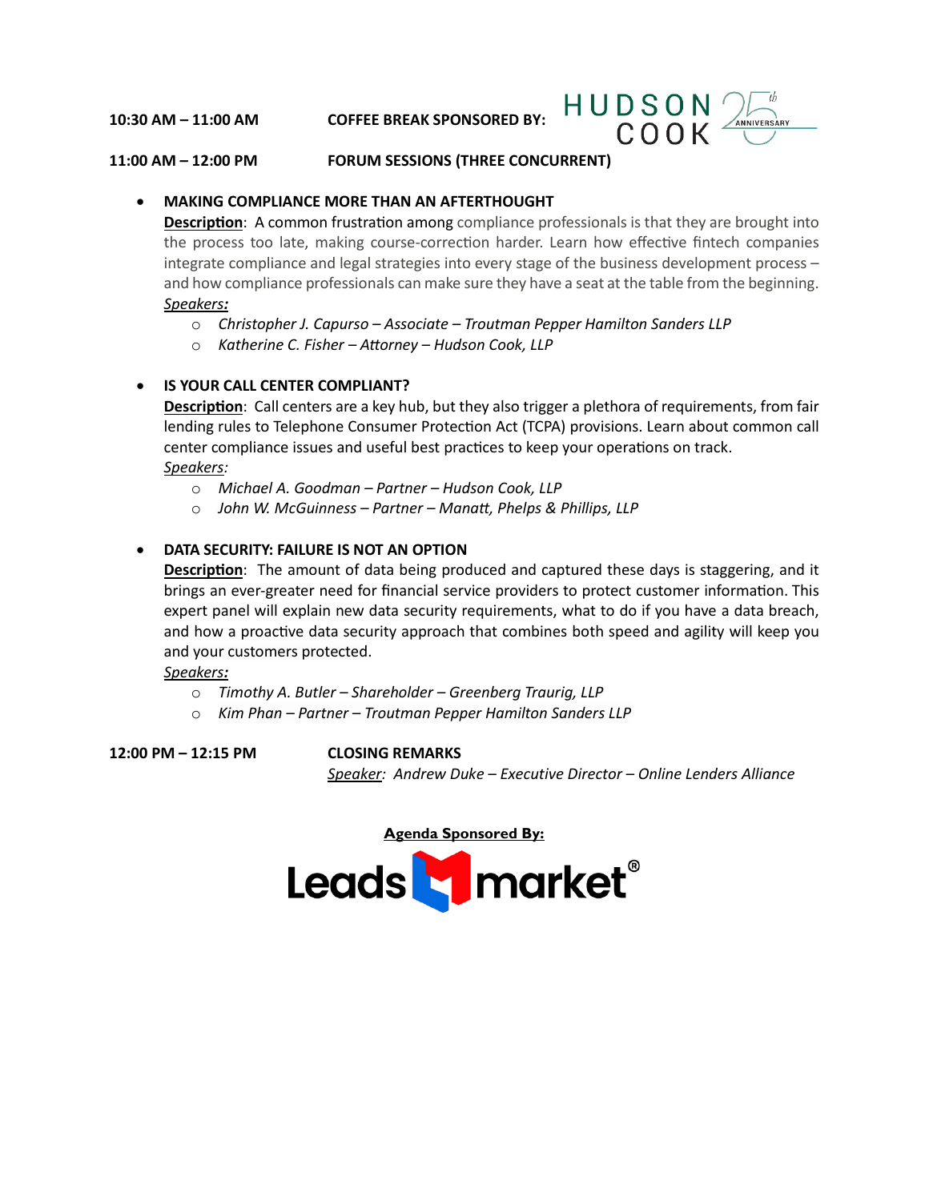**10:30 AM – 11:00 AM** **COFFEE BREAK SPONSORED BY:** HUDSON COOK 25th ANNIVERSARY

**11:00 AM – 12:00 PM** **FORUM SESSIONS (THREE CONCURRENT)**

- **MAKING COMPLIANCE MORE THAN AN AFTERTHOUGHT**
  **Description**: A common frustration among compliance professionals is that they are brought into the process too late, making course-correction harder. Learn how effective fintech companies integrate compliance and legal strategies into every stage of the business development process – and how compliance professionals can make sure they have a seat at the table from the beginning.
  *Speakers:*
  - *Christopher J. Capurso – Associate – Troutman Pepper Hamilton Sanders LLP*
  - *Katherine C. Fisher – Attorney – Hudson Cook, LLP*

- **IS YOUR CALL CENTER COMPLIANT?**
  **Description**: Call centers are a key hub, but they also trigger a plethora of requirements, from fair lending rules to Telephone Consumer Protection Act (TCPA) provisions. Learn about common call center compliance issues and useful best practices to keep your operations on track.
  *Speakers:*
  - *Michael A. Goodman – Partner – Hudson Cook, LLP*
  - *John W. McGuinness – Partner – Manatt, Phelps & Phillips, LLP*

- **DATA SECURITY: FAILURE IS NOT AN OPTION**
  **Description**: The amount of data being produced and captured these days is staggering, and it brings an ever-greater need for financial service providers to protect customer information. This expert panel will explain new data security requirements, what to do if you have a data breach, and how a proactive data security approach that combines both speed and agility will keep you and your customers protected.
  *Speakers:*
  - *Timothy A. Butler – Shareholder – Greenberg Traurig, LLP*
  - *Kim Phan – Partner – Troutman Pepper Hamilton Sanders LLP*

**12:00 PM – 12:15 PM** **CLOSING REMARKS**
*Speaker: Andrew Duke – Executive Director – Online Lenders Alliance*

**Agenda Sponsored By:**

Leads market®